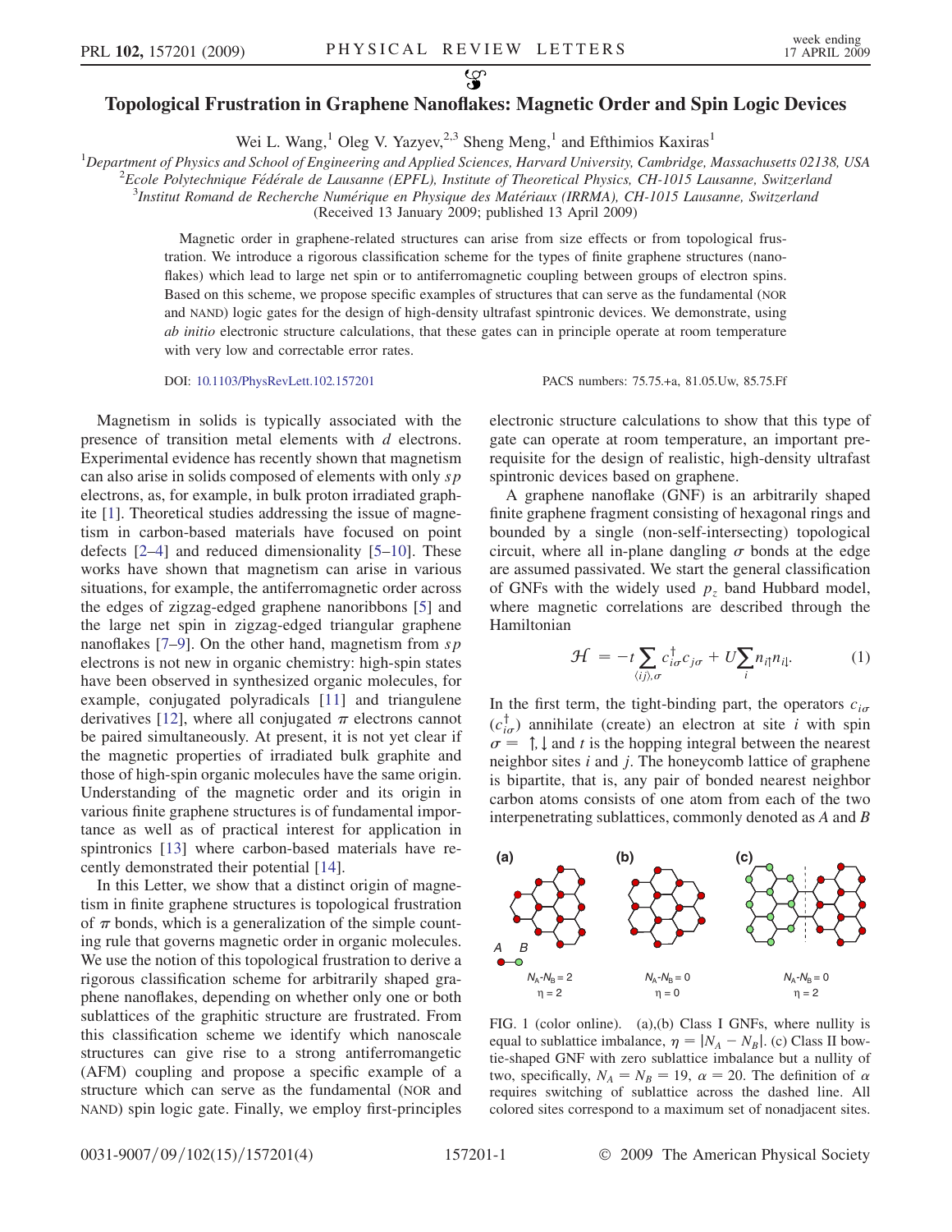# Topological Frustration in Graphene Nanoflakes: Magnetic Order and Spin Logic Devices

Wei L. Wang,[1] Oleg V. Yazyev,[2,3] Sheng Meng,[1] and Efthimios Kaxiras[1]

[1]Department of Physics and School of Engineering and Applied Sciences, Harvard University, Cambridge, Massachusetts 02138, USA

[2]Ecole Polytechnique Fédérale de Lausanne (EPFL), Institute of Theoretical Physics, CH-1015 Lausanne, Switzerland

[3]Institut Romand de Recherche Numérique en Physique des Matériaux (IRRMA), CH-1015 Lausanne, Switzerland

(Received 13 January 2009; published 13 April 2009)

Magnetic order in graphene-related structures can arise from size effects or from topological frustration. We introduce a rigorous classification scheme for the types of finite graphene structures (nanoflakes) which lead to large net spin or to antiferromagnetic coupling between groups of electron spins. Based on this scheme, we propose specific examples of structures that can serve as the fundamental (NOR and NAND) logic gates for the design of high-density ultrafast spintronic devices. We demonstrate, using *ab initio* electronic structure calculations, that these gates can in principle operate at room temperature with very low and correctable error rates.

DOI: 10.1103/PhysRevLett.102.157201 PACS numbers: 75.75.+a, 81.05.Uw, 85.75.Ff

Magnetism in solids is typically associated with the presence of transition metal elements with $d$ electrons. Experimental evidence has recently shown that magnetism can also arise in solids composed of elements with only $sp$ electrons, as, for example, in bulk proton irradiated graphite [1]. Theoretical studies addressing the issue of magnetism in carbon-based materials have focused on point defects [2–4] and reduced dimensionality [5–10]. These works have shown that magnetism can arise in various situations, for example, the antiferromagnetic order across the edges of zigzag-edged graphene nanoribbons [5] and the large net spin in zigzag-edged triangular graphene nanoflakes [7–9]. On the other hand, magnetism from $sp$ electrons is not new in organic chemistry: high-spin states have been observed in synthesized organic molecules, for example, conjugated polyradicals [11] and triangulene derivatives [12], where all conjugated $\pi$ electrons cannot be paired simultaneously. At present, it is not yet clear if the magnetic properties of irradiated bulk graphite and those of high-spin organic molecules have the same origin. Understanding of the magnetic order and its origin in various finite graphene structures is of fundamental importance as well as of practical interest for application in spintronics [13] where carbon-based materials have recently demonstrated their potential [14].

In this Letter, we show that a distinct origin of magnetism in finite graphene structures is topological frustration of $\pi$ bonds, which is a generalization of the simple counting rule that governs magnetic order in organic molecules. We use the notion of this topological frustration to derive a rigorous classification scheme for arbitrarily shaped graphene nanoflakes, depending on whether only one or both sublattices of the graphitic structure are frustrated. From this classification scheme we identify which nanoscale structures can give rise to a strong antiferromangetic (AFM) coupling and propose a specific example of a structure which can serve as the fundamental (NOR and NAND) spin logic gate. Finally, we employ first-principles electronic structure calculations to show that this type of gate can operate at room temperature, an important prerequisite for the design of realistic, high-density ultrafast spintronic devices based on graphene.

A graphene nanoflake (GNF) is an arbitrarily shaped finite graphene fragment consisting of hexagonal rings and bounded by a single (non-self-intersecting) topological circuit, where all in-plane dangling $\sigma$ bonds at the edge are assumed passivated. We start the general classification of GNFs with the widely used $p_z$ band Hubbard model, where magnetic correlations are described through the Hamiltonian

$$\mathcal{H} = -t\sum_{\langle ij\rangle,\sigma} c_{i\sigma}^{\dagger}c_{j\sigma} + U\sum_{i} n_{i\uparrow}n_{i\downarrow}. \tag{1}$$

In the first term, the tight-binding part, the operators $c_{i\sigma}$ ($c_{i\sigma}^{\dagger}$) annihilate (create) an electron at site $i$ with spin $\sigma = \uparrow, \downarrow$ and $t$ is the hopping integral between the nearest neighbor sites $i$ and $j$. The honeycomb lattice of graphene is bipartite, that is, any pair of bonded nearest neighbor carbon atoms consists of one atom from each of the two interpenetrating sublattices, commonly denoted as $A$ and $B$

FIG. 1 (color online). (a),(b) Class I GNFs, where nullity is equal to sublattice imbalance, $\eta = |N_A - N_B|$. (c) Class II bow-tie-shaped GNF with zero sublattice imbalance but a nullity of two, specifically, $N_A = N_B = 19$, $\alpha = 20$. The definition of $\alpha$ requires switching of sublattice across the dashed line. All colored sites correspond to a maximum set of nonadjacent sites.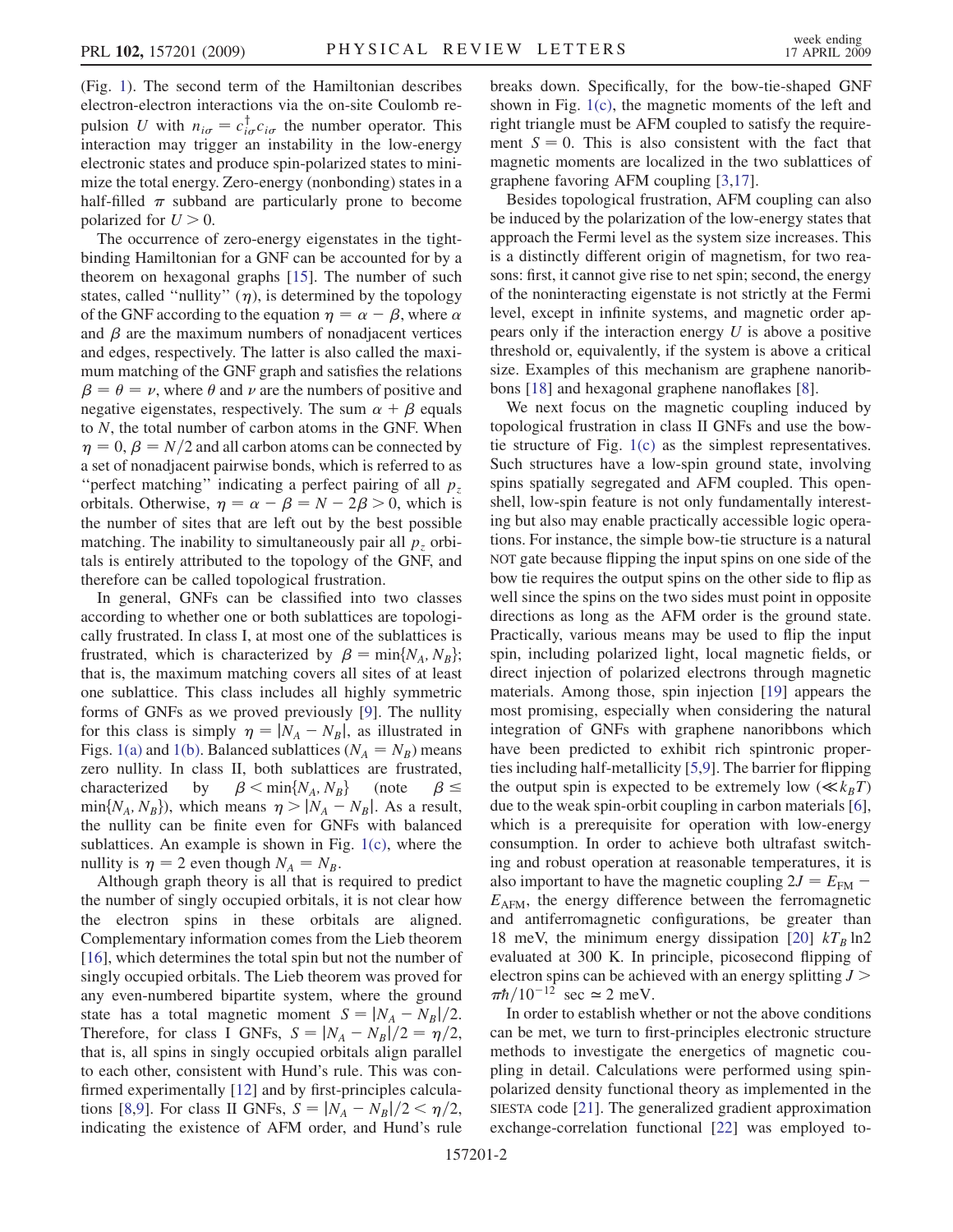(Fig. 1). The second term of the Hamiltonian describes electron-electron interactions via the on-site Coulomb repulsion $U$ with $n_{i\sigma} = c_{i\sigma}^{\dagger} c_{i\sigma}$ the number operator. This interaction may trigger an instability in the low-energy electronic states and produce spin-polarized states to minimize the total energy. Zero-energy (nonbonding) states in a half-filled $\pi$ subband are particularly prone to become polarized for $U > 0$.

The occurrence of zero-energy eigenstates in the tight-binding Hamiltonian for a GNF can be accounted for by a theorem on hexagonal graphs [15]. The number of such states, called "nullity" ($\eta$), is determined by the topology of the GNF according to the equation $\eta = \alpha - \beta$, where $\alpha$ and $\beta$ are the maximum numbers of nonadjacent vertices and edges, respectively. The latter is also called the maximum matching of the GNF graph and satisfies the relations $\beta = \theta = \nu$, where $\theta$ and $\nu$ are the numbers of positive and negative eigenstates, respectively. The sum $\alpha + \beta$ equals to $N$, the total number of carbon atoms in the GNF. When $\eta = 0$, $\beta = N/2$ and all carbon atoms can be connected by a set of nonadjacent pairwise bonds, which is referred to as "perfect matching" indicating a perfect pairing of all $p_z$ orbitals. Otherwise, $\eta = \alpha - \beta = N - 2\beta > 0$, which is the number of sites that are left out by the best possible matching. The inability to simultaneously pair all $p_z$ orbitals is entirely attributed to the topology of the GNF, and therefore can be called topological frustration.

In general, GNFs can be classified into two classes according to whether one or both sublattices are topologically frustrated. In class I, at most one of the sublattices is frustrated, which is characterized by $\beta = \min\{N_A, N_B\}$; that is, the maximum matching covers all sites of at least one sublattice. This class includes all highly symmetric forms of GNFs as we proved previously [9]. The nullity for this class is simply $\eta = |N_A - N_B|$, as illustrated in Figs. 1(a) and 1(b). Balanced sublattices ($N_A = N_B$) means zero nullity. In class II, both sublattices are frustrated, characterized by $\beta < \min\{N_A, N_B\}$ (note $\beta \leq \min\{N_A, N_B\}$), which means $\eta > |N_A - N_B|$. As a result, the nullity can be finite even for GNFs with balanced sublattices. An example is shown in Fig. 1(c), where the nullity is $\eta = 2$ even though $N_A = N_B$.

Although graph theory is all that is required to predict the number of singly occupied orbitals, it is not clear how the electron spins in these orbitals are aligned. Complementary information comes from the Lieb theorem [16], which determines the total spin but not the number of singly occupied orbitals. The Lieb theorem was proved for any even-numbered bipartite system, where the ground state has a total magnetic moment $S = |N_A - N_B|/2$. Therefore, for class I GNFs, $S = |N_A - N_B|/2 = \eta/2$, that is, all spins in singly occupied orbitals align parallel to each other, consistent with Hund's rule. This was confirmed experimentally [12] and by first-principles calculations [8,9]. For class II GNFs, $S = |N_A - N_B|/2 < \eta/2$, indicating the existence of AFM order, and Hund's rule breaks down. Specifically, for the bow-tie-shaped GNF shown in Fig. 1(c), the magnetic moments of the left and right triangle must be AFM coupled to satisfy the requirement $S = 0$. This is also consistent with the fact that magnetic moments are localized in the two sublattices of graphene favoring AFM coupling [3,17].

Besides topological frustration, AFM coupling can also be induced by the polarization of the low-energy states that approach the Fermi level as the system size increases. This is a distinctly different origin of magnetism, for two reasons: first, it cannot give rise to net spin; second, the energy of the noninteracting eigenstate is not strictly at the Fermi level, except in infinite systems, and magnetic order appears only if the interaction energy $U$ is above a positive threshold or, equivalently, if the system is above a critical size. Examples of this mechanism are graphene nanoribbons [18] and hexagonal graphene nanoflakes [8].

We next focus on the magnetic coupling induced by topological frustration in class II GNFs and use the bow-tie structure of Fig. 1(c) as the simplest representatives. Such structures have a low-spin ground state, involving spins spatially segregated and AFM coupled. This open-shell, low-spin feature is not only fundamentally interesting but also may enable practically accessible logic operations. For instance, the simple bow-tie structure is a natural NOT gate because flipping the input spins on one side of the bow tie requires the output spins on the other side to flip as well since the spins on the two sides must point in opposite directions as long as the AFM order is the ground state. Practically, various means may be used to flip the input spin, including polarized light, local magnetic fields, or direct injection of polarized electrons through magnetic materials. Among those, spin injection [19] appears the most promising, especially when considering the natural integration of GNFs with graphene nanoribbons which have been predicted to exhibit rich spintronic properties including half-metallicity [5,9]. The barrier for flipping the output spin is expected to be extremely low ($\ll k_B T$) due to the weak spin-orbit coupling in carbon materials [6], which is a prerequisite for operation with low-energy consumption. In order to achieve both ultrafast switching and robust operation at reasonable temperatures, it is also important to have the magnetic coupling $2J = E_{\mathrm{FM}} - E_{\mathrm{AFM}}$, the energy difference between the ferromagnetic and antiferromagnetic configurations, be greater than 18 meV, the minimum energy dissipation [20] $k T_B \ln 2$ evaluated at 300 K. In principle, picosecond flipping of electron spins can be achieved with an energy splitting $J > \pi\hbar/10^{-12}$ sec $\simeq 2$ meV.

In order to establish whether or not the above conditions can be met, we turn to first-principles electronic structure methods to investigate the energetics of magnetic coupling in detail. Calculations were performed using spin-polarized density functional theory as implemented in the SIESTA code [21]. The generalized gradient approximation exchange-correlation functional [22] was employed to-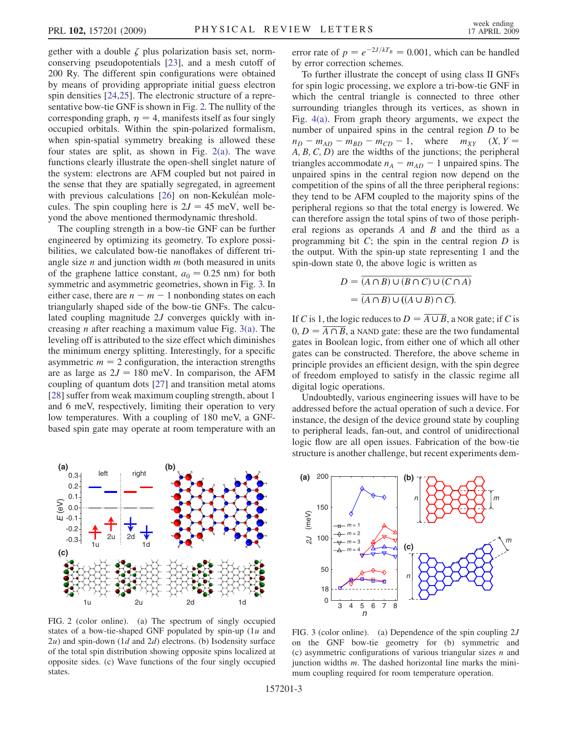gether with a double $\zeta$ plus polarization basis set, norm-conserving pseudopotentials [23], and a mesh cutoff of 200 Ry. The different spin configurations were obtained by means of providing appropriate initial guess electron spin densities [24,25]. The electronic structure of a representative bow-tie GNF is shown in Fig. 2. The nullity of the corresponding graph, $\eta = 4$, manifests itself as four singly occupied orbitals. Within the spin-polarized formalism, when spin-spatial symmetry breaking is allowed these four states are split, as shown in Fig. 2(a). The wave functions clearly illustrate the open-shell singlet nature of the system: electrons are AFM coupled but not paired in the sense that they are spatially segregated, in agreement with previous calculations [26] on non-Kekuléan molecules. The spin coupling here is $2J = 45$ meV, well beyond the above mentioned thermodynamic threshold.

The coupling strength in a bow-tie GNF can be further engineered by optimizing its geometry. To explore possibilities, we calculated bow-tie nanoflakes of different triangle size $n$ and junction width $m$ (both measured in units of the graphene lattice constant, $a_0 = 0.25$ nm) for both symmetric and asymmetric geometries, shown in Fig. 3. In either case, there are $n - m - 1$ nonbonding states on each triangularly shaped side of the bow-tie GNFs. The calculated coupling magnitude $2J$ converges quickly with increasing $n$ after reaching a maximum value Fig. 3(a). The leveling off is attributed to the size effect which diminishes the minimum energy splitting. Interestingly, for a specific asymmetric $m = 2$ configuration, the interaction strengths are as large as $2J = 180$ meV. In comparison, the AFM coupling of quantum dots [27] and transition metal atoms [28] suffer from weak maximum coupling strength, about 1 and 6 meV, respectively, limiting their operation to very low temperatures. With a coupling of 180 meV, a GNF-based spin gate may operate at room temperature with an error rate of $p = e^{-2J/kT_B} = 0.001$, which can be handled by error correction schemes.

To further illustrate the concept of using class II GNFs for spin logic processing, we explore a tri-bow-tie GNF in which the central triangle is connected to three other surrounding triangles through its vertices, as shown in Fig. 4(a). From graph theory arguments, we expect the number of unpaired spins in the central region $D$ to be $n_D - m_{AD} - m_{BD} - m_{CD} - 1$, where $m_{XY}$ $(X, Y = A, B, C, D)$ are the widths of the junctions; the peripheral triangles accommodate $n_A - m_{AD} - 1$ unpaired spins. The unpaired spins in the central region now depend on the competition of the spins of all the three peripheral regions: they tend to be AFM coupled to the majority spins of the peripheral regions so that the total energy is lowered. We can therefore assign the total spins of two of those peripheral regions as operands $A$ and $B$ and the third as a programming bit $C$; the spin in the central region $D$ is the output. With the spin-up state representing 1 and the spin-down state 0, the above logic is written as

$$D = \overline{(A \cap B) \cup (B \cap C) \cup (C \cap A)}$$
$$= \overline{(A \cap B) \cup ((A \cup B) \cap C)}.$$

If $C$ is 1, the logic reduces to $D = \overline{A \cup B}$, a NOR gate; if $C$ is 0, $D = \overline{A \cap B}$, a NAND gate: these are the two fundamental gates in Boolean logic, from either one of which all other gates can be constructed. Therefore, the above scheme in principle provides an efficient design, with the spin degree of freedom employed to satisfy in the classic regime all digital logic operations.

Undoubtedly, various engineering issues will have to be addressed before the actual operation of such a device. For instance, the design of the device ground state by coupling to peripheral leads, fan-out, and control of unidirectional logic flow are all open issues. Fabrication of the bow-tie structure is another challenge, but recent experiments dem-

FIG. 2 (color online). (a) The spectrum of singly occupied states of a bow-tie-shaped GNF populated by spin-up ($1u$ and $2u$) and spin-down ($1d$ and $2d$) electrons. (b) Isodensity surface of the total spin distribution showing opposite spins localized at opposite sides. (c) Wave functions of the four singly occupied states.

FIG. 3 (color online). (a) Dependence of the spin coupling $2J$ on the GNF bow-tie geometry for (b) symmetric and (c) asymmetric configurations of various triangular sizes $n$ and junction widths $m$. The dashed horizontal line marks the minimum coupling required for room temperature operation.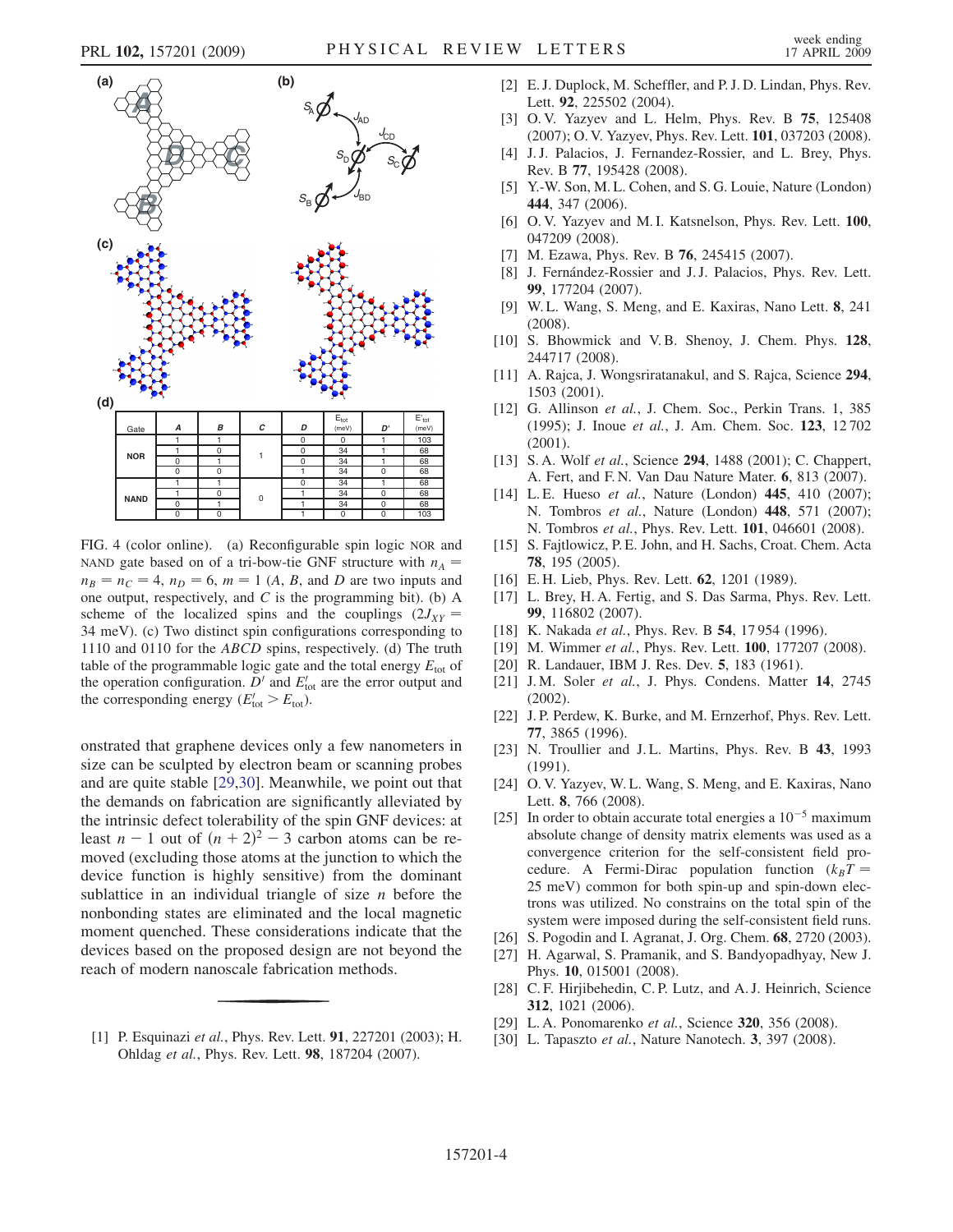(a)

(b)

$S_A$ $J_{AD}$ $J_{CD}$ $S_D$ $S_C$ $S_B$ $J_{BD}$

(c)

(d)

| Gate | A | B | C | D | $E_{tot}$ (meV) | D' | $E'_{tot}$ (meV) |
|---|---|---|---|---|---|---|---|
| NOR | 1 | 1 | 1 | 0 | 0 | 1 | 103 |
| | 1 | 0 | | 0 | 34 | 1 | 68 |
| | 0 | 1 | | 0 | 34 | 1 | 68 |
| | 0 | 0 | | 1 | 34 | 0 | 68 |
| NAND | 1 | 1 | 0 | 0 | 34 | 1 | 68 |
| | 1 | 0 | | 1 | 34 | 0 | 68 |
| | 0 | 1 | | 1 | 34 | 0 | 68 |
| | 0 | 0 | | 1 | 0 | 0 | 103 |

FIG. 4 (color online). (a) Reconfigurable spin logic NOR and NAND gate based on of a tri-bow-tie GNF structure with $n_A = n_B = n_C = 4$, $n_D = 6$, $m = 1$ ($A$, $B$, and $D$ are two inputs and one output, respectively, and $C$ is the programming bit). (b) A scheme of the localized spins and the couplings ($2J_{XY} = 34$ meV). (c) Two distinct spin configurations corresponding to 1110 and 0110 for the $ABCD$ spins, respectively. (d) The truth table of the programmable logic gate and the total energy $E_{tot}$ of the operation configuration. $D'$ and $E'_{tot}$ are the error output and the corresponding energy ($E'_{tot} > E_{tot}$).

onstrated that graphene devices only a few nanometers in size can be sculpted by electron beam or scanning probes and are quite stable [29,30]. Meanwhile, we point out that the demands on fabrication are significantly alleviated by the intrinsic defect tolerability of the spin GNF devices: at least $n - 1$ out of $(n + 2)^2 - 3$ carbon atoms can be removed (excluding those atoms at the junction to which the device function is highly sensitive) from the dominant sublattice in an individual triangle of size $n$ before the nonbonding states are eliminated and the local magnetic moment quenched. These considerations indicate that the devices based on the proposed design are not beyond the reach of modern nanoscale fabrication methods.

---

[1] P. Esquinazi *et al.*, Phys. Rev. Lett. **91**, 227201 (2003); H. Ohldag *et al.*, Phys. Rev. Lett. **98**, 187204 (2007).

[2] E. J. Duplock, M. Scheffler, and P. J. D. Lindan, Phys. Rev. Lett. **92**, 225502 (2004).

[3] O. V. Yazyev and L. Helm, Phys. Rev. B **75**, 125408 (2007); O. V. Yazyev, Phys. Rev. Lett. **101**, 037203 (2008).

[4] J. J. Palacios, J. Fernandez-Rossier, and L. Brey, Phys. Rev. B **77**, 195428 (2008).

[5] Y.-W. Son, M. L. Cohen, and S. G. Louie, Nature (London) **444**, 347 (2006).

[6] O. V. Yazyev and M. I. Katsnelson, Phys. Rev. Lett. **100**, 047209 (2008).

[7] M. Ezawa, Phys. Rev. B **76**, 245415 (2007).

[8] J. Fernández-Rossier and J. J. Palacios, Phys. Rev. Lett. **99**, 177204 (2007).

[9] W. L. Wang, S. Meng, and E. Kaxiras, Nano Lett. **8**, 241 (2008).

[10] S. Bhowmick and V. B. Shenoy, J. Chem. Phys. **128**, 244717 (2008).

[11] A. Rajca, J. Wongsriratanakul, and S. Rajca, Science **294**, 1503 (2001).

[12] G. Allinson *et al.*, J. Chem. Soc., Perkin Trans. 1, 385 (1995); J. Inoue *et al.*, J. Am. Chem. Soc. **123**, 12 702 (2001).

[13] S. A. Wolf *et al.*, Science **294**, 1488 (2001); C. Chappert, A. Fert, and F. N. Van Dau Nature Mater. **6**, 813 (2007).

[14] L. E. Hueso *et al.*, Nature (London) **445**, 410 (2007); N. Tombros *et al.*, Nature (London) **448**, 571 (2007); N. Tombros *et al.*, Phys. Rev. Lett. **101**, 046601 (2008).

[15] S. Fajtlowicz, P. E. John, and H. Sachs, Croat. Chem. Acta **78**, 195 (2005).

[16] E. H. Lieb, Phys. Rev. Lett. **62**, 1201 (1989).

[17] L. Brey, H. A. Fertig, and S. Das Sarma, Phys. Rev. Lett. **99**, 116802 (2007).

[18] K. Nakada *et al.*, Phys. Rev. B **54**, 17 954 (1996).

[19] M. Wimmer *et al.*, Phys. Rev. Lett. **100**, 177207 (2008).

[20] R. Landauer, IBM J. Res. Dev. **5**, 183 (1961).

[21] J. M. Soler *et al.*, J. Phys. Condens. Matter **14**, 2745 (2002).

[22] J. P. Perdew, K. Burke, and M. Ernzerhof, Phys. Rev. Lett. **77**, 3865 (1996).

[23] N. Troullier and J. L. Martins, Phys. Rev. B **43**, 1993 (1991).

[24] O. V. Yazyev, W. L. Wang, S. Meng, and E. Kaxiras, Nano Lett. **8**, 766 (2008).

[25] In order to obtain accurate total energies a $10^{-5}$ maximum absolute change of density matrix elements was used as a convergence criterion for the self-consistent field procedure. A Fermi-Dirac population function ($k_B T = 25$ meV) common for both spin-up and spin-down electrons was utilized. No constrains on the total spin of the system were imposed during the self-consistent field runs.

[26] S. Pogodin and I. Agranat, J. Org. Chem. **68**, 2720 (2003).

[27] H. Agarwal, S. Pramanik, and S. Bandyopadhyay, New J. Phys. **10**, 015001 (2008).

[28] C. F. Hirjibehedin, C. P. Lutz, and A. J. Heinrich, Science **312**, 1021 (2006).

[29] L. A. Ponomarenko *et al.*, Science **320**, 356 (2008).

[30] L. Tapaszto *et al.*, Nature Nanotech. **3**, 397 (2008).